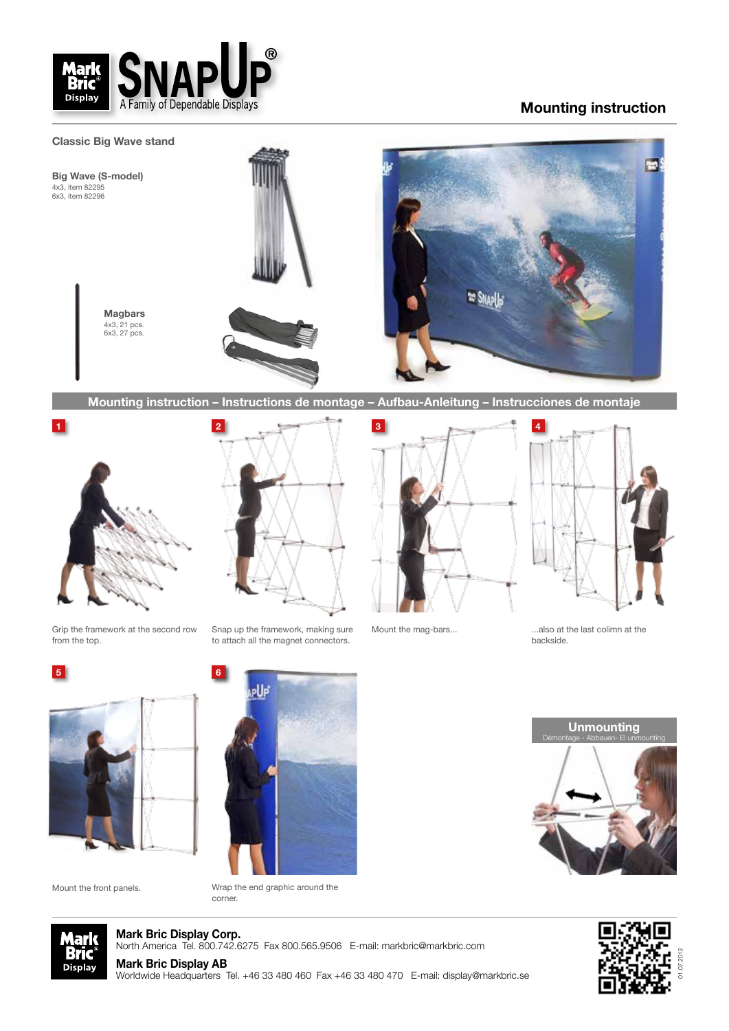# SnapUp® – A Family of Dependable Displays

## Mounting instruction

### Classic Big Wave stand

**Big Wave (S-model)**
4x3, item 82295
6x3, item 82296

**Magbars**
4x3, 21 pcs.
6x3, 27 pcs.

## Mounting instruction – Instructions de montage – Aufbau-Anleitung – Instrucciones de montaje

1. Grip the framework at the second row from the top.
2. Snap up the framework, making sure to attach all the magnet connectors.
3. Mount the mag-bars...
4. ...also at the last colimn at the backside.
5. Mount the front panels.
6. Wrap the end graphic around the corner.

### Unmounting

Démontage - Abbauen- El unmounting

---

**Mark Bric Display Corp.**
North America Tel. 800.742.6275 Fax 800.565.9506 E-mail: markbric@markbric.com

**Mark Bric Display AB**
Worldwide Headquarters Tel. +46 33 480 460 Fax +46 33 480 470 E-mail: display@markbric.se

01.07.2012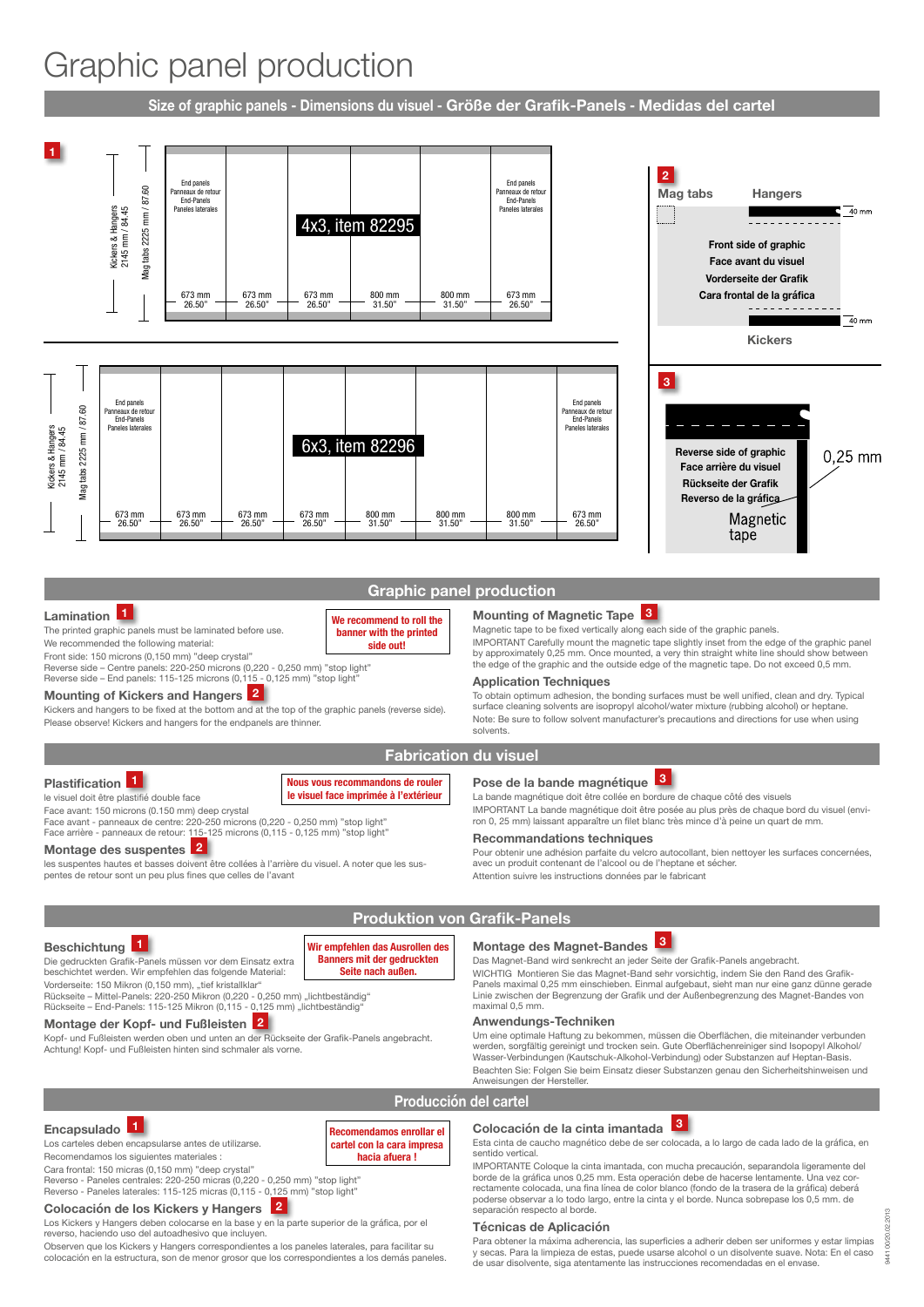# Graphic panel production

## Size of graphic panels - Dimensions du visuel - Größe der Grafik-Panels - Medidas del cartel

1

Kickers & Hangers 2145 mm / 84.45

Mag tabs 2225 mm / 87.60

End panels
Panneaux de retour
End-Panels
Paneles laterales

4x3, item 82295

673 mm 26.50"
673 mm 26.50"
673 mm 26.50"
800 mm 31.50"
800 mm 31.50"
673 mm 26.50"

Kickers & Hangers 2145 mm / 84.45

Mag tabs 2225 mm / 87.60

End panels
Panneaux de retour
End-Panels
Paneles laterales

6x3, item 82296

673 mm 26.50"
673 mm 26.50"
673 mm 26.50"
673 mm 26.50"
800 mm 31.50"
800 mm 31.50"
800 mm 31.50"
673 mm 26.50"

2

Mag tabs

Hangers

40 mm

Front side of graphic
Face avant du visuel
Vorderseite der Grafik
Cara frontal de la gráfica

40 mm

Kickers

3

Reverse side of graphic
Face arrière du visuel
Rückseite der Grafik
Reverso de la gráfica

0,25 mm

Magnetic tape

## Graphic panel production

### Lamination 1

The printed graphic panels must be laminated before use.
We recommended the following material:
Front side: 150 microns (0,150 mm) "deep crystal"
Reverse side – Centre panels: 220-250 microns (0,220 - 0,250 mm) "stop light"
Reverse side – End panels: 115-125 microns (0,115 - 0,125 mm) "stop light"

**We recommend to roll the banner with the printed side out!**

### Mounting of Kickers and Hangers 2

Kickers and hangers to be fixed at the bottom and at the top of the graphic panels (reverse side).
Please observe! Kickers and hangers for the endpanels are thinner.

### Mounting of Magnetic Tape 3

Magnetic tape to be fixed vertically along each side of the graphic panels.
IMPORTANT Carefully mount the magnetic tape slightly inset from the edge of the graphic panel by approximately 0,25 mm. Once mounted, a very thin straight white line should show between the edge of the graphic and the outside edge of the magnetic tape. Do not exceed 0,5 mm.

### Application Techniques

To obtain optimum adhesion, the bonding surfaces must be well unified, clean and dry. Typical surface cleaning solvents are isopropyl alcohol/water mixture (rubbing alcohol) or heptane.
Note: Be sure to follow solvent manufacturer's precautions and directions for use when using solvents.

## Fabrication du visuel

### Plastification 1

le visuel doit être plastifié double face
Face avant: 150 microns (0.150 mm) deep crystal
Face avant - panneaux de centre: 220-250 microns (0,220 - 0,250 mm) "stop light"
Face arrière - panneaux de retour: 115-125 microns (0,115 - 0,125 mm) "stop light"

**Nous vous recommandons de rouler le visuel face imprimée à l'extérieur**

### Montage des suspentes 2

les suspentes hautes et basses doivent être collées à l'arrière du visuel. A noter que les suspentes de retour sont un peu plus fines que celles de l'avant

### Pose de la bande magnétique 3

La bande magnétique doit être collée en bordure de chaque côté des visuels
IMPORTANT La bande magnétique doit être posée au plus près de chaque bord du visuel (environ 0, 25 mm) laissant apparaître un filet blanc très mince d'à peine un quart de mm.

### Recommandations techniques

Pour obtenir une adhésion parfaite du velcro autocollant, bien nettoyer les surfaces concernées, avec un produit contenant de l'alcool ou de l'heptane et sécher.
Attention suivre les instructions données par le fabricant

## Produktion von Grafik-Panels

### Beschichtung 1

Die gedruckten Grafik-Panels müssen vor dem Einsatz extra beschichtet werden. Wir empfehlen das folgende Material:
Vorderseite: 150 Mikron (0,150 mm), „tief kristallklar"
Rückseite – Mittel-Panels: 220-250 Mikron (0,220 - 0,250 mm) „lichtbeständig"
Rückseite – End-Panels: 115-125 Mikron (0,115 - 0,125 mm) „lichtbeständig"

**Wir empfehlen das Ausrollen des Banners mit der gedruckten Seite nach außen.**

### Montage der Kopf- und Fußleisten 2

Kopf- und Fußleisten werden oben und unten an der Rückseite der Grafik-Panels angebracht.
Achtung! Kopf- und Fußleisten hinten sind schmaler als vorne.

### Montage des Magnet-Bandes 3

Das Magnet-Band wird senkrecht an jeder Seite der Grafik-Panels angebracht.
WICHTIG Montieren Sie das Magnet-Band sehr vorsichtig, indem Sie den Rand des Grafik-Panels maximal 0,25 mm einschieben. Einmal aufgebaut, sieht man nur eine ganz dünne gerade Linie zwischen der Begrenzung der Grafik und der Außenbegrenzung des Magnet-Bandes von maximal 0,5 mm.

### Anwendungs-Techniken

Um eine optimale Haftung zu bekommen, müssen die Oberflächen, die miteinander verbunden werden, sorgfältig gereinigt und trocken sein. Gute Oberflächenreiniger sind Isopopyl Alkohol/Wasser-Verbindungen (Kautschuk-Alkohol-Verbindung) oder Substanzen auf Heptan-Basis.
Beachten Sie: Folgen Sie beim Einsatz dieser Substanzen genau den Sicherheitshinweisen und Anweisungen der Hersteller.

## Producción del cartel

### Encapsulado 1

Los carteles deben encapsularse antes de utilizarse.
Recomendamos los siguientes materiales :
Cara frontal: 150 micras (0,150 mm) "deep crystal"
Reverso - Paneles centrales: 220-250 micras (0,220 - 0,250 mm) "stop light"
Reverso - Paneles laterales: 115-125 micras (0,115 - 0,125 mm) "stop light"

**Recomendamos enrollar el cartel con la cara impresa hacia afuera !**

### Colocación de los Kickers y Hangers 2

Los Kickers y Hangers deben colocarse en la base y en la parte superior de la gráfica, por el reverso, haciendo uso del autoadhesivo que incluyen.
Observen que los Kickers y Hangers correspondientes a los paneles laterales, para facilitar su colocación en la estructura, son de menor grosor que los correspondientes a los demás paneles.

### Colocación de la cinta imantada 3

Esta cinta de caucho magnético debe de ser colocada, a lo largo de cada lado de la gráfica, en sentido vertical.
IMPORTANTE Coloque la cinta imantada, con mucha precaución, separandola ligeramente del borde de la gráfica unos 0,25 mm. Esta operación debe de hacerse lentamente. Una vez correctamente colocada, una fina línea de color blanco (fondo de la trasera de la gráfica) deberá poderse observar a lo todo largo, entre la cinta y el borde. Nunca sobrepase los 0,5 mm. de separación respecto al borde.

### Técnicas de Aplicación

Para obtener la máxima adherencia, las superficies a adherir deben ser uniformes y estar limpias y secas. Para la limpieza de estas, puede usarse alcohol o un disolvente suave. Nota: En el caso de usar disolvente, siga atentamente las instrucciones recomendadas en el envase.

9441 0020 02 2013